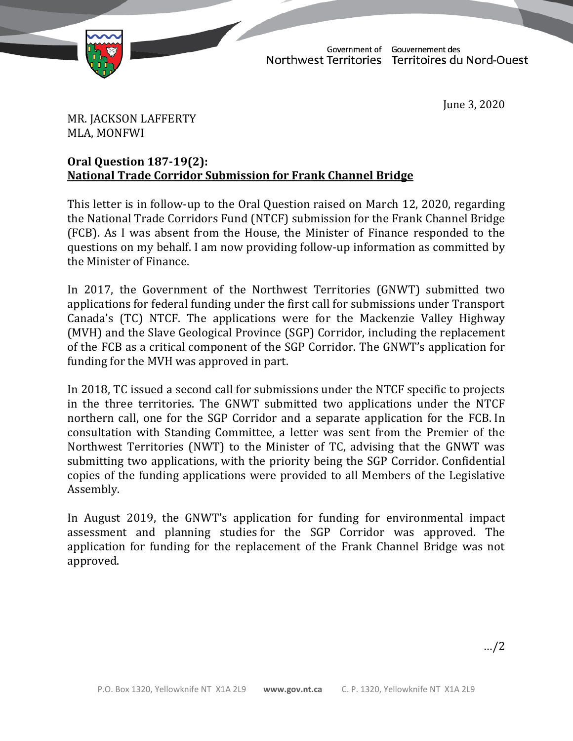Government of Northwest Territories | Gouvernement des Territoires du Nord-Ouest

June 3, 2020

MR. JACKSON LAFFERTY
MLA, MONFWI

**Oral Question 187-19(2):**
**<u>National Trade Corridor Submission for Frank Channel Bridge</u>**

This letter is in follow-up to the Oral Question raised on March 12, 2020, regarding the National Trade Corridors Fund (NTCF) submission for the Frank Channel Bridge (FCB). As I was absent from the House, the Minister of Finance responded to the questions on my behalf. I am now providing follow-up information as committed by the Minister of Finance.

In 2017, the Government of the Northwest Territories (GNWT) submitted two applications for federal funding under the first call for submissions under Transport Canada's (TC) NTCF. The applications were for the Mackenzie Valley Highway (MVH) and the Slave Geological Province (SGP) Corridor, including the replacement of the FCB as a critical component of the SGP Corridor. The GNWT's application for funding for the MVH was approved in part.

In 2018, TC issued a second call for submissions under the NTCF specific to projects in the three territories. The GNWT submitted two applications under the NTCF northern call, one for the SGP Corridor and a separate application for the FCB. In consultation with Standing Committee, a letter was sent from the Premier of the Northwest Territories (NWT) to the Minister of TC, advising that the GNWT was submitting two applications, with the priority being the SGP Corridor. Confidential copies of the funding applications were provided to all Members of the Legislative Assembly.

In August 2019, the GNWT's application for funding for environmental impact assessment and planning studies for the SGP Corridor was approved. The application for funding for the replacement of the Frank Channel Bridge was not approved.

…/2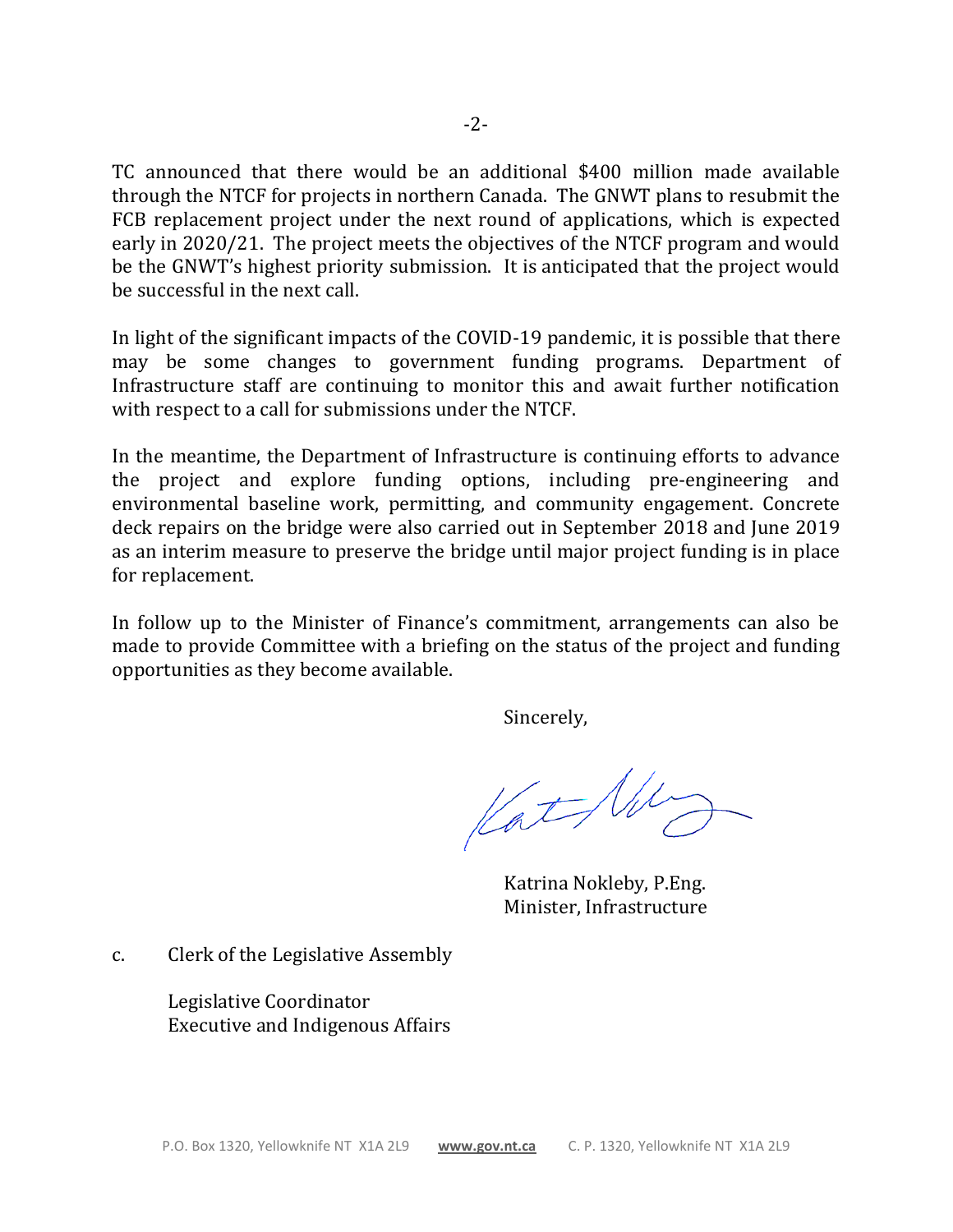TC announced that there would be an additional $400 million made available through the NTCF for projects in northern Canada. The GNWT plans to resubmit the FCB replacement project under the next round of applications, which is expected early in 2020/21. The project meets the objectives of the NTCF program and would be the GNWT's highest priority submission. It is anticipated that the project would be successful in the next call.

In light of the significant impacts of the COVID-19 pandemic, it is possible that there may be some changes to government funding programs. Department of Infrastructure staff are continuing to monitor this and await further notification with respect to a call for submissions under the NTCF.

In the meantime, the Department of Infrastructure is continuing efforts to advance the project and explore funding options, including pre-engineering and environmental baseline work, permitting, and community engagement. Concrete deck repairs on the bridge were also carried out in September 2018 and June 2019 as an interim measure to preserve the bridge until major project funding is in place for replacement.

In follow up to the Minister of Finance's commitment, arrangements can also be made to provide Committee with a briefing on the status of the project and funding opportunities as they become available.

Sincerely,

Katrina Nokleby, P.Eng.
Minister, Infrastructure

c. Clerk of the Legislative Assembly

Legislative Coordinator
Executive and Indigenous Affairs